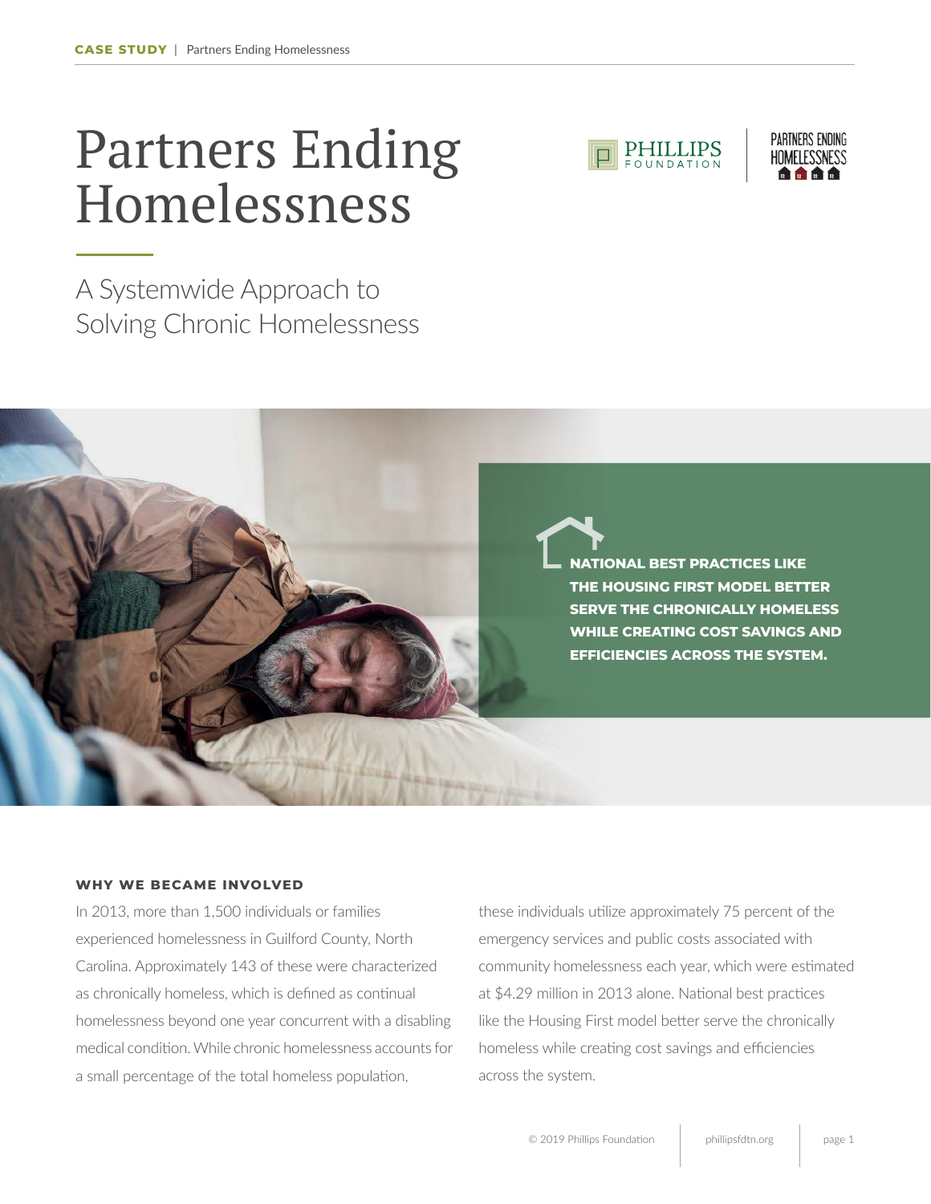# Partners Ending Homelessness

## A Systemwide Approach to Solving Chronic Homelessness

**NATIONAL BEST PRACTICES LIKE THE HOUSING FIRST MODEL BETTER SERVE THE CHRONICALLY HOMELESS WHILE CREATING COST SAVINGS AND EFFICIENCIES ACROSS THE SYSTEM.**

### WHY WE BECAME INVOLVED

In 2013, more than 1,500 individuals or families experienced homelessness in Guilford County, North Carolina. Approximately 143 of these were characterized as chronically homeless, which is defined as continual homelessness beyond one year concurrent with a disabling medical condition. While chronic homelessness accounts for a small percentage of the total homeless population, these individuals utilize approximately 75 percent of the emergency services and public costs associated with community homelessness each year, which were estimated at $4.29 million in 2013 alone. National best practices like the Housing First model better serve the chronically homeless while creating cost savings and efficiencies across the system.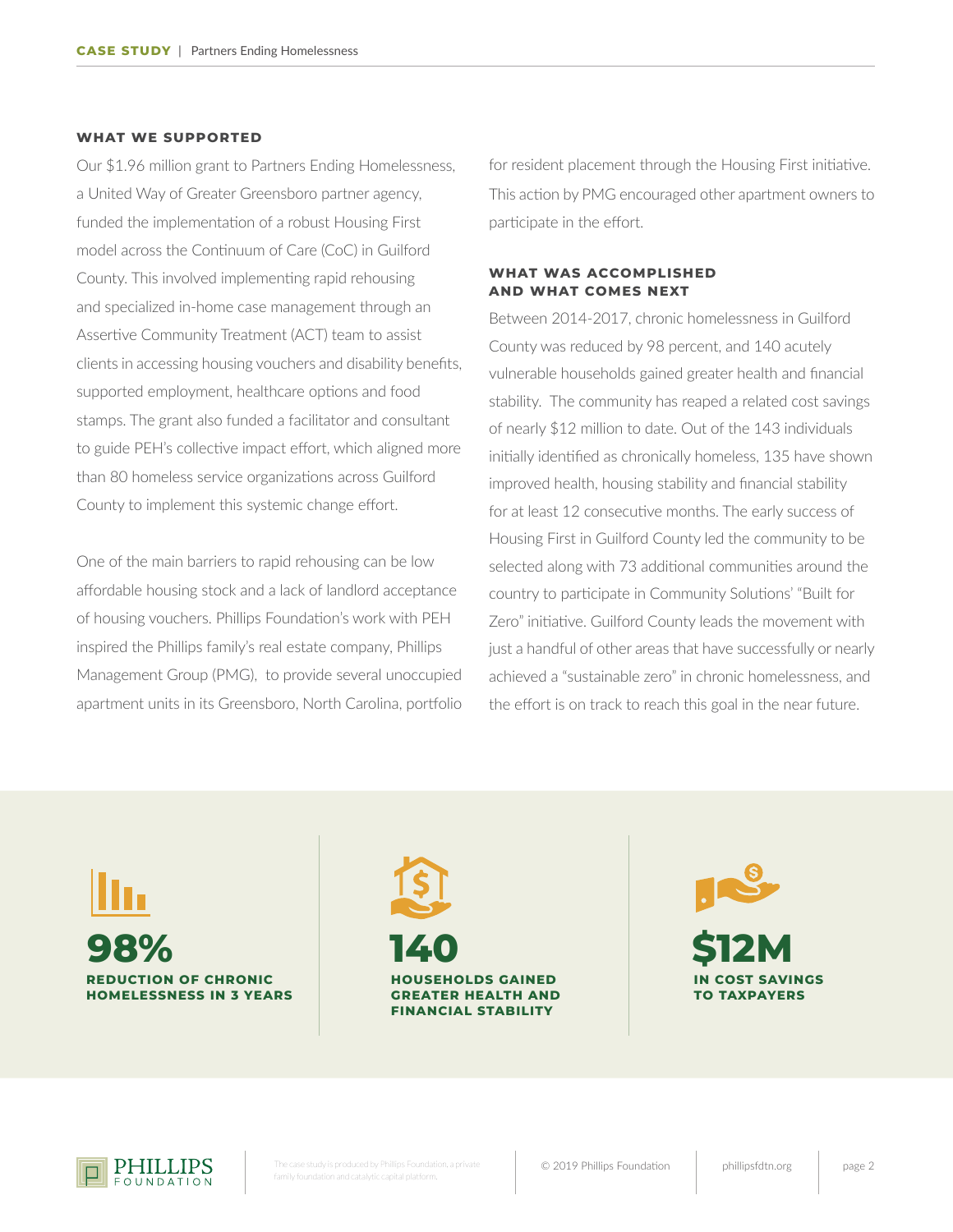### WHAT WE SUPPORTED

Our $1.96 million grant to Partners Ending Homelessness, a United Way of Greater Greensboro partner agency, funded the implementation of a robust Housing First model across the Continuum of Care (CoC) in Guilford County. This involved implementing rapid rehousing and specialized in-home case management through an Assertive Community Treatment (ACT) team to assist clients in accessing housing vouchers and disability benefits, supported employment, healthcare options and food stamps. The grant also funded a facilitator and consultant to guide PEH's collective impact effort, which aligned more than 80 homeless service organizations across Guilford County to implement this systemic change effort.

One of the main barriers to rapid rehousing can be low affordable housing stock and a lack of landlord acceptance of housing vouchers. Phillips Foundation's work with PEH inspired the Phillips family's real estate company, Phillips Management Group (PMG), to provide several unoccupied apartment units in its Greensboro, North Carolina, portfolio for resident placement through the Housing First initiative. This action by PMG encouraged other apartment owners to participate in the effort.

### WHAT WAS ACCOMPLISHED AND WHAT COMES NEXT

Between 2014-2017, chronic homelessness in Guilford County was reduced by 98 percent, and 140 acutely vulnerable households gained greater health and financial stability. The community has reaped a related cost savings of nearly $12 million to date. Out of the 143 individuals initially identified as chronically homeless, 135 have shown improved health, housing stability and financial stability for at least 12 consecutive months. The early success of Housing First in Guilford County led the community to be selected along with 73 additional communities around the country to participate in Community Solutions' "Built for Zero" initiative. Guilford County leads the movement with just a handful of other areas that have successfully or nearly achieved a "sustainable zero" in chronic homelessness, and the effort is on track to reach this goal in the near future.

**98%**
**REDUCTION OF CHRONIC HOMELESSNESS IN 3 YEARS**

**140**
**HOUSEHOLDS GAINED GREATER HEALTH AND FINANCIAL STABILITY**

**$12M**
**IN COST SAVINGS TO TAXPAYERS**

PHILLIPS FOUNDATION

The case study is produced by Phillips Foundation, a private family foundation and catalytic capital platform.

© 2019 Phillips Foundation

phillipsfdtn.org